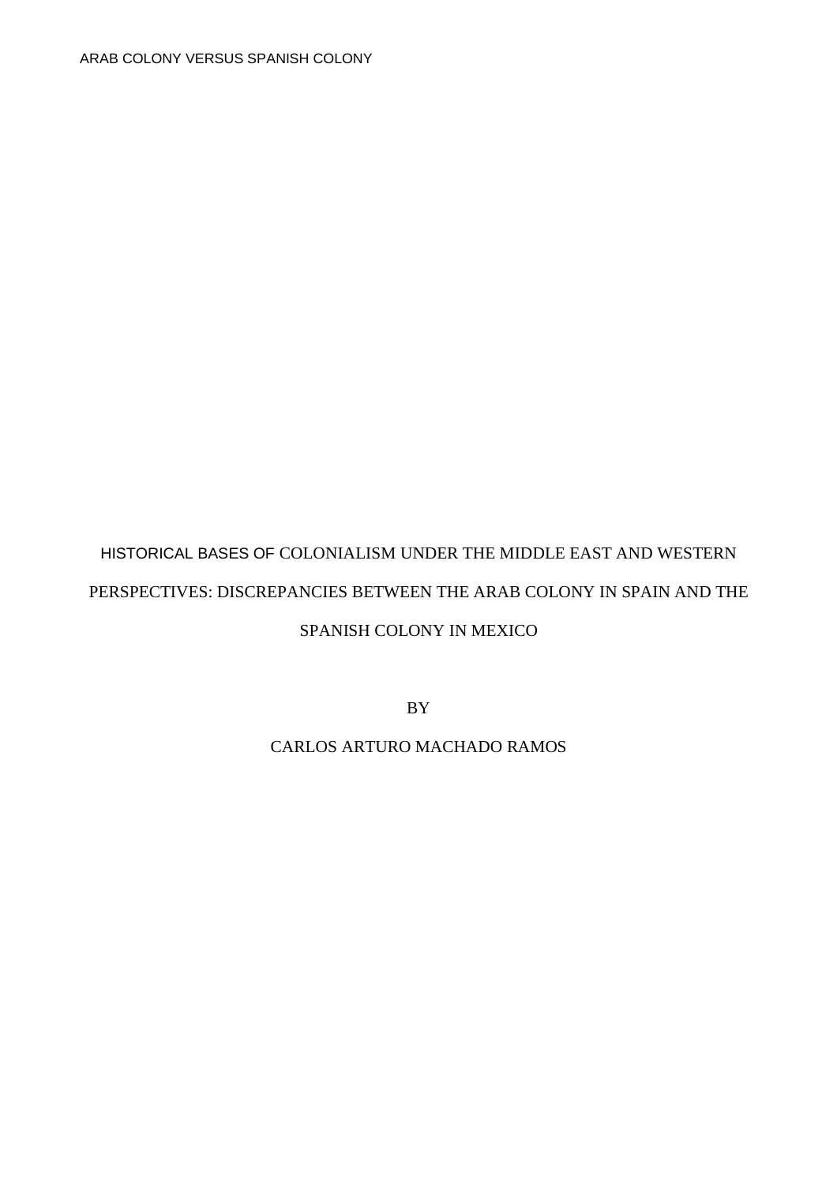# HISTORICAL BASES OF COLONIALISM UNDER THE MIDDLE EAST AND WESTERN PERSPECTIVES: DISCREPANCIES BETWEEN THE ARAB COLONY IN SPAIN AND THE SPANISH COLONY IN MEXICO

BY

CARLOS ARTURO MACHADO RAMOS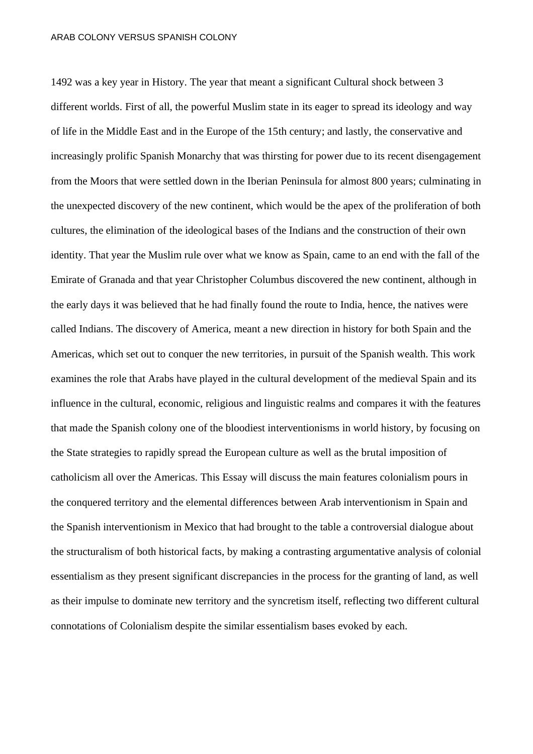1492 was a key year in History. The year that meant a significant Cultural shock between 3 different worlds. First of all, the powerful Muslim state in its eager to spread its ideology and way of life in the Middle East and in the Europe of the 15th century; and lastly, the conservative and increasingly prolific Spanish Monarchy that was thirsting for power due to its recent disengagement from the Moors that were settled down in the Iberian Peninsula for almost 800 years; culminating in the unexpected discovery of the new continent, which would be the apex of the proliferation of both cultures, the elimination of the ideological bases of the Indians and the construction of their own identity. That year the Muslim rule over what we know as Spain, came to an end with the fall of the Emirate of Granada and that year Christopher Columbus discovered the new continent, although in the early days it was believed that he had finally found the route to India, hence, the natives were called Indians. The discovery of America, meant a new direction in history for both Spain and the Americas, which set out to conquer the new territories, in pursuit of the Spanish wealth. This work examines the role that Arabs have played in the cultural development of the medieval Spain and its influence in the cultural, economic, religious and linguistic realms and compares it with the features that made the Spanish colony one of the bloodiest interventionisms in world history, by focusing on the State strategies to rapidly spread the European culture as well as the brutal imposition of catholicism all over the Americas. This Essay will discuss the main features colonialism pours in the conquered territory and the elemental differences between Arab interventionism in Spain and the Spanish interventionism in Mexico that had brought to the table a controversial dialogue about the structuralism of both historical facts, by making a contrasting argumentative analysis of colonial essentialism as they present significant discrepancies in the process for the granting of land, as well as their impulse to dominate new territory and the syncretism itself, reflecting two different cultural connotations of Colonialism despite the similar essentialism bases evoked by each.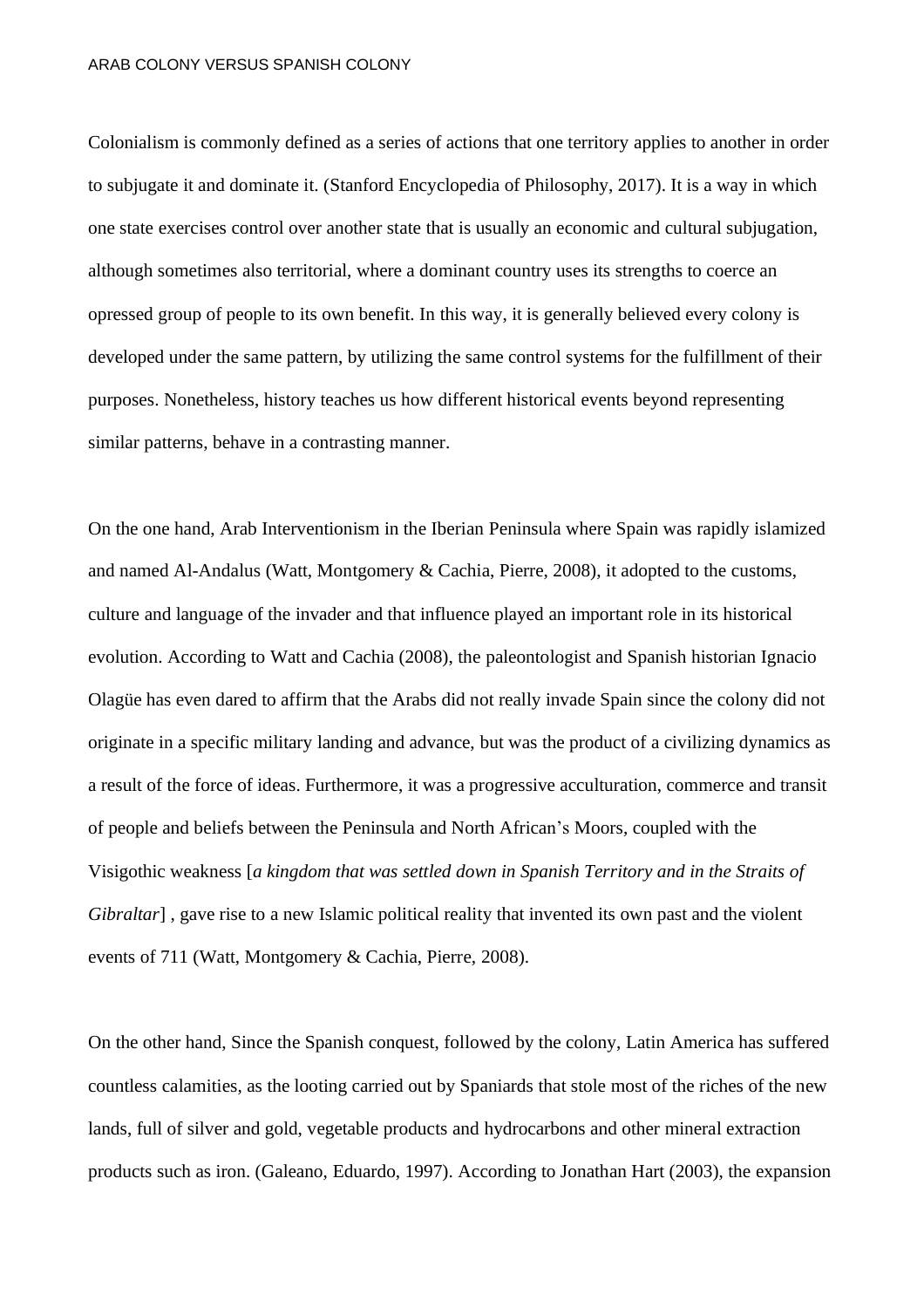Colonialism is commonly defined as a series of actions that one territory applies to another in order to subjugate it and dominate it. (Stanford Encyclopedia of Philosophy, 2017). It is a way in which one state exercises control over another state that is usually an economic and cultural subjugation, although sometimes also territorial, where a dominant country uses its strengths to coerce an opressed group of people to its own benefit. In this way, it is generally believed every colony is developed under the same pattern, by utilizing the same control systems for the fulfillment of their purposes. Nonetheless, history teaches us how different historical events beyond representing similar patterns, behave in a contrasting manner.

On the one hand, Arab Interventionism in the Iberian Peninsula where Spain was rapidly islamized and named Al-Andalus (Watt, Montgomery & Cachia, Pierre, 2008), it adopted to the customs, culture and language of the invader and that influence played an important role in its historical evolution. According to Watt and Cachia (2008), the paleontologist and Spanish historian Ignacio Olagüe has even dared to affirm that the Arabs did not really invade Spain since the colony did not originate in a specific military landing and advance, but was the product of a civilizing dynamics as a result of the force of ideas. Furthermore, it was a progressive acculturation, commerce and transit of people and beliefs between the Peninsula and North African's Moors, coupled with the Visigothic weakness [*a kingdom that was settled down in Spanish Territory and in the Straits of Gibraltar*] , gave rise to a new Islamic political reality that invented its own past and the violent events of 711 (Watt, Montgomery & Cachia, Pierre, 2008).

On the other hand, Since the Spanish conquest, followed by the colony, Latin America has suffered countless calamities, as the looting carried out by Spaniards that stole most of the riches of the new lands, full of silver and gold, vegetable products and hydrocarbons and other mineral extraction products such as iron. (Galeano, Eduardo, 1997). According to Jonathan Hart (2003), the expansion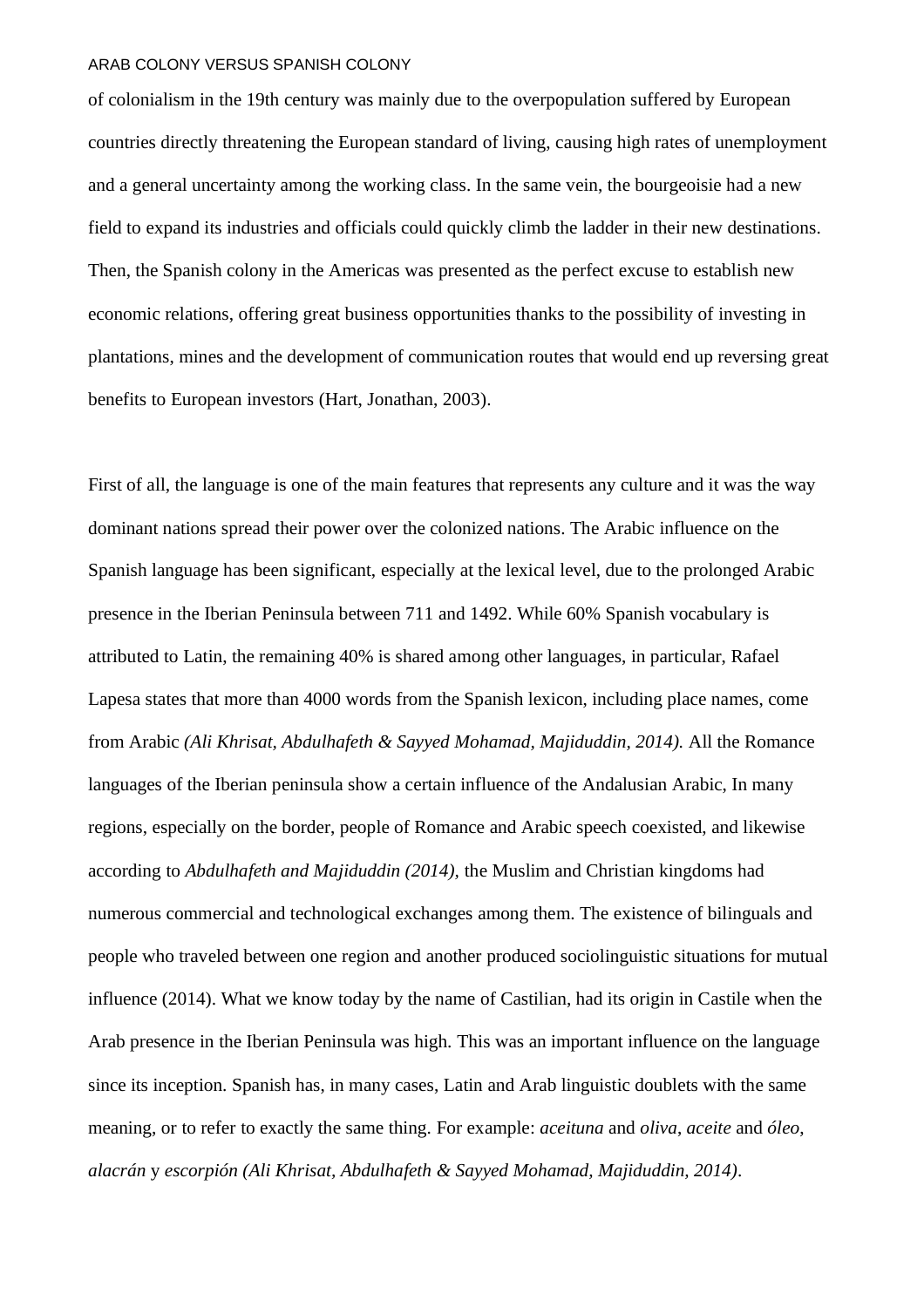of colonialism in the 19th century was mainly due to the overpopulation suffered by European countries directly threatening the European standard of living, causing high rates of unemployment and a general uncertainty among the working class. In the same vein, the bourgeoisie had a new field to expand its industries and officials could quickly climb the ladder in their new destinations. Then, the Spanish colony in the Americas was presented as the perfect excuse to establish new economic relations, offering great business opportunities thanks to the possibility of investing in plantations, mines and the development of communication routes that would end up reversing great benefits to European investors (Hart, Jonathan, 2003).

First of all, the language is one of the main features that represents any culture and it was the way dominant nations spread their power over the colonized nations. The Arabic influence on the Spanish language has been significant, especially at the lexical level, due to the prolonged Arabic presence in the Iberian Peninsula between 711 and 1492. While 60% Spanish vocabulary is attributed to Latin, the remaining 40% is shared among other languages, in particular, Rafael Lapesa states that more than 4000 words from the Spanish lexicon, including place names, come from Arabic *(Ali Khrisat, Abdulhafeth & Sayyed Mohamad, Majiduddin, 2014).* All the Romance languages of the Iberian peninsula show a certain influence of the Andalusian Arabic, In many regions, especially on the border, people of Romance and Arabic speech coexisted, and likewise according to *Abdulhafeth and Majiduddin (2014),* the Muslim and Christian kingdoms had numerous commercial and technological exchanges among them. The existence of bilinguals and people who traveled between one region and another produced sociolinguistic situations for mutual influence (2014). What we know today by the name of Castilian, had its origin in Castile when the Arab presence in the Iberian Peninsula was high. This was an important influence on the language since its inception. Spanish has, in many cases, Latin and Arab linguistic doublets with the same meaning, or to refer to exactly the same thing. For example: *aceituna* and *oliva*, *aceite* and *óleo*, *alacrán* y *escorpión (Ali Khrisat, Abdulhafeth & Sayyed Mohamad, Majiduddin, 2014)*.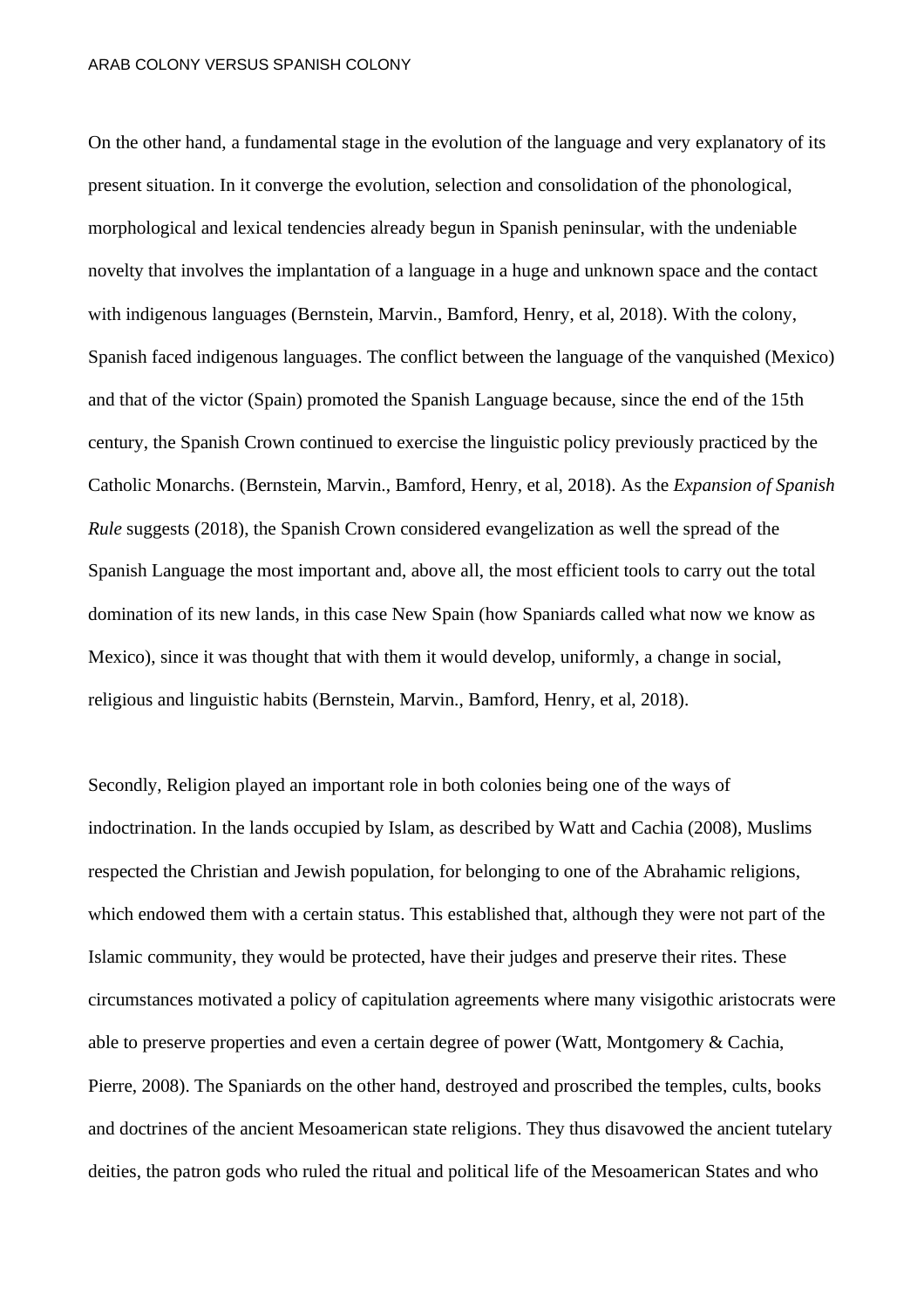On the other hand, a fundamental stage in the evolution of the language and very explanatory of its present situation. In it converge the evolution, selection and consolidation of the phonological, morphological and lexical tendencies already begun in Spanish peninsular, with the undeniable novelty that involves the implantation of a language in a huge and unknown space and the contact with indigenous languages (Bernstein, Marvin., Bamford, Henry, et al, 2018). With the colony, Spanish faced indigenous languages. The conflict between the language of the vanquished (Mexico) and that of the victor (Spain) promoted the Spanish Language because, since the end of the 15th century, the Spanish Crown continued to exercise the linguistic policy previously practiced by the Catholic Monarchs. (Bernstein, Marvin., Bamford, Henry, et al, 2018). As the *Expansion of Spanish Rule* suggests (2018), the Spanish Crown considered evangelization as well the spread of the Spanish Language the most important and, above all, the most efficient tools to carry out the total domination of its new lands, in this case New Spain (how Spaniards called what now we know as Mexico), since it was thought that with them it would develop, uniformly, a change in social, religious and linguistic habits (Bernstein, Marvin., Bamford, Henry, et al, 2018).

Secondly, Religion played an important role in both colonies being one of the ways of indoctrination. In the lands occupied by Islam, as described by Watt and Cachia (2008), Muslims respected the Christian and Jewish population, for belonging to one of the Abrahamic religions, which endowed them with a certain status. This established that, although they were not part of the Islamic community, they would be protected, have their judges and preserve their rites. These circumstances motivated a policy of capitulation agreements where many visigothic aristocrats were able to preserve properties and even a certain degree of power (Watt, Montgomery & Cachia, Pierre, 2008). The Spaniards on the other hand, destroyed and proscribed the temples, cults, books and doctrines of the ancient Mesoamerican state religions. They thus disavowed the ancient tutelary deities, the patron gods who ruled the ritual and political life of the Mesoamerican States and who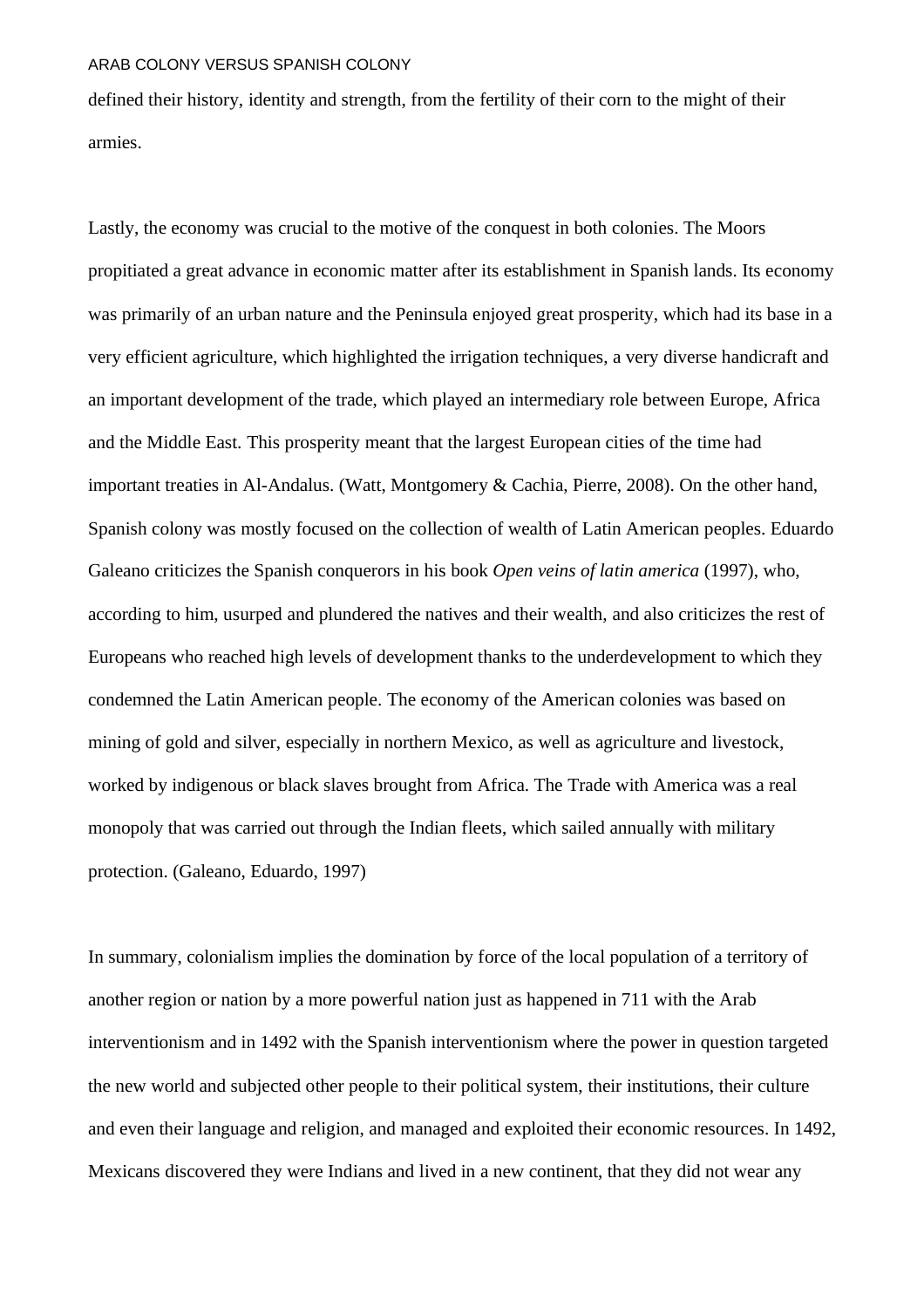defined their history, identity and strength, from the fertility of their corn to the might of their armies.

Lastly, the economy was crucial to the motive of the conquest in both colonies. The Moors propitiated a great advance in economic matter after its establishment in Spanish lands. Its economy was primarily of an urban nature and the Peninsula enjoyed great prosperity, which had its base in a very efficient agriculture, which highlighted the irrigation techniques, a very diverse handicraft and an important development of the trade, which played an intermediary role between Europe, Africa and the Middle East. This prosperity meant that the largest European cities of the time had important treaties in Al-Andalus. (Watt, Montgomery & Cachia, Pierre, 2008). On the other hand, Spanish colony was mostly focused on the collection of wealth of Latin American peoples. Eduardo Galeano criticizes the Spanish conquerors in his book *Open veins of latin america* (1997), who, according to him, usurped and plundered the natives and their wealth, and also criticizes the rest of Europeans who reached high levels of development thanks to the underdevelopment to which they condemned the Latin American people. The economy of the American colonies was based on mining of gold and silver, especially in northern Mexico, as well as agriculture and livestock, worked by indigenous or black slaves brought from Africa. The Trade with America was a real monopoly that was carried out through the Indian fleets, which sailed annually with military protection. (Galeano, Eduardo, 1997)

In summary, colonialism implies the domination by force of the local population of a territory of another region or nation by a more powerful nation just as happened in 711 with the Arab interventionism and in 1492 with the Spanish interventionism where the power in question targeted the new world and subjected other people to their political system, their institutions, their culture and even their language and religion, and managed and exploited their economic resources. In 1492, Mexicans discovered they were Indians and lived in a new continent, that they did not wear any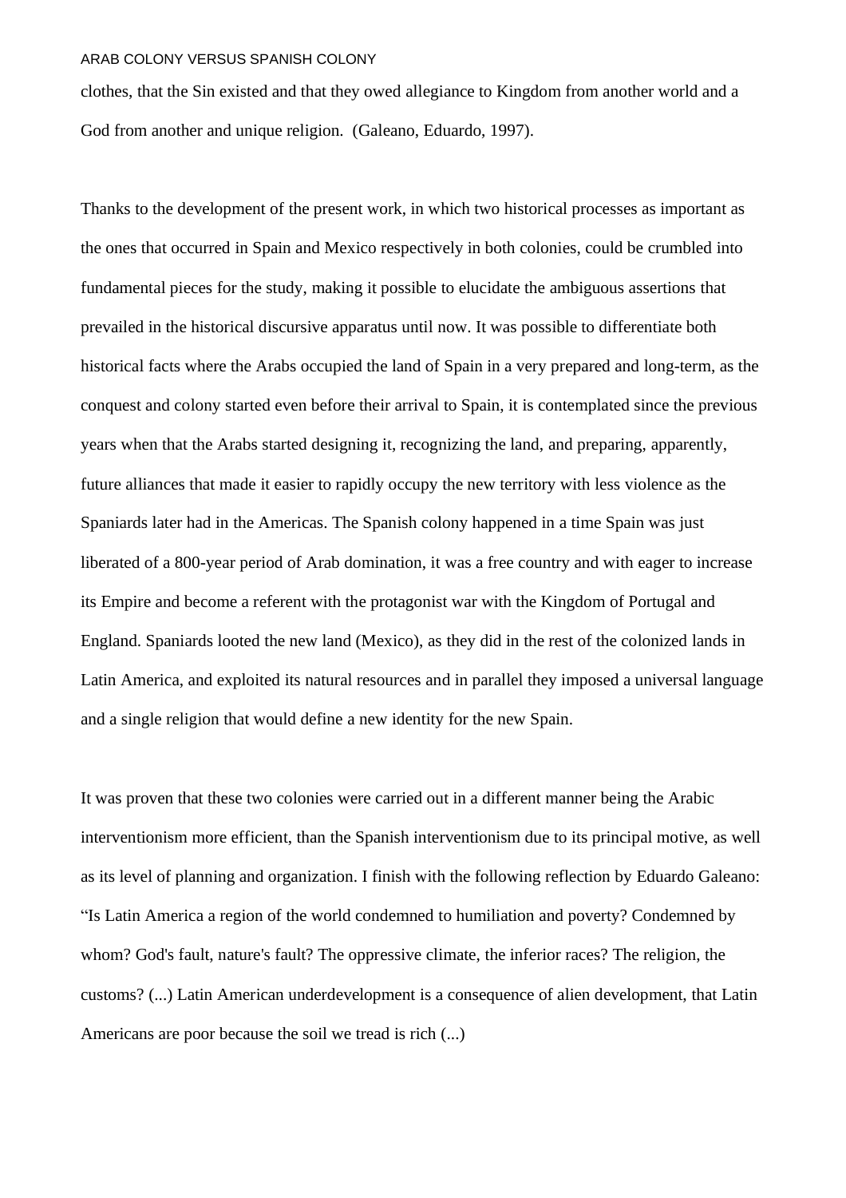clothes, that the Sin existed and that they owed allegiance to Kingdom from another world and a God from another and unique religion. (Galeano, Eduardo, 1997).

Thanks to the development of the present work, in which two historical processes as important as the ones that occurred in Spain and Mexico respectively in both colonies, could be crumbled into fundamental pieces for the study, making it possible to elucidate the ambiguous assertions that prevailed in the historical discursive apparatus until now. It was possible to differentiate both historical facts where the Arabs occupied the land of Spain in a very prepared and long-term, as the conquest and colony started even before their arrival to Spain, it is contemplated since the previous years when that the Arabs started designing it, recognizing the land, and preparing, apparently, future alliances that made it easier to rapidly occupy the new territory with less violence as the Spaniards later had in the Americas. The Spanish colony happened in a time Spain was just liberated of a 800-year period of Arab domination, it was a free country and with eager to increase its Empire and become a referent with the protagonist war with the Kingdom of Portugal and England. Spaniards looted the new land (Mexico), as they did in the rest of the colonized lands in Latin America, and exploited its natural resources and in parallel they imposed a universal language and a single religion that would define a new identity for the new Spain.

It was proven that these two colonies were carried out in a different manner being the Arabic interventionism more efficient, than the Spanish interventionism due to its principal motive, as well as its level of planning and organization. I finish with the following reflection by Eduardo Galeano: "Is Latin America a region of the world condemned to humiliation and poverty? Condemned by whom? God's fault, nature's fault? The oppressive climate, the inferior races? The religion, the customs? (...) Latin American underdevelopment is a consequence of alien development, that Latin Americans are poor because the soil we tread is rich (...)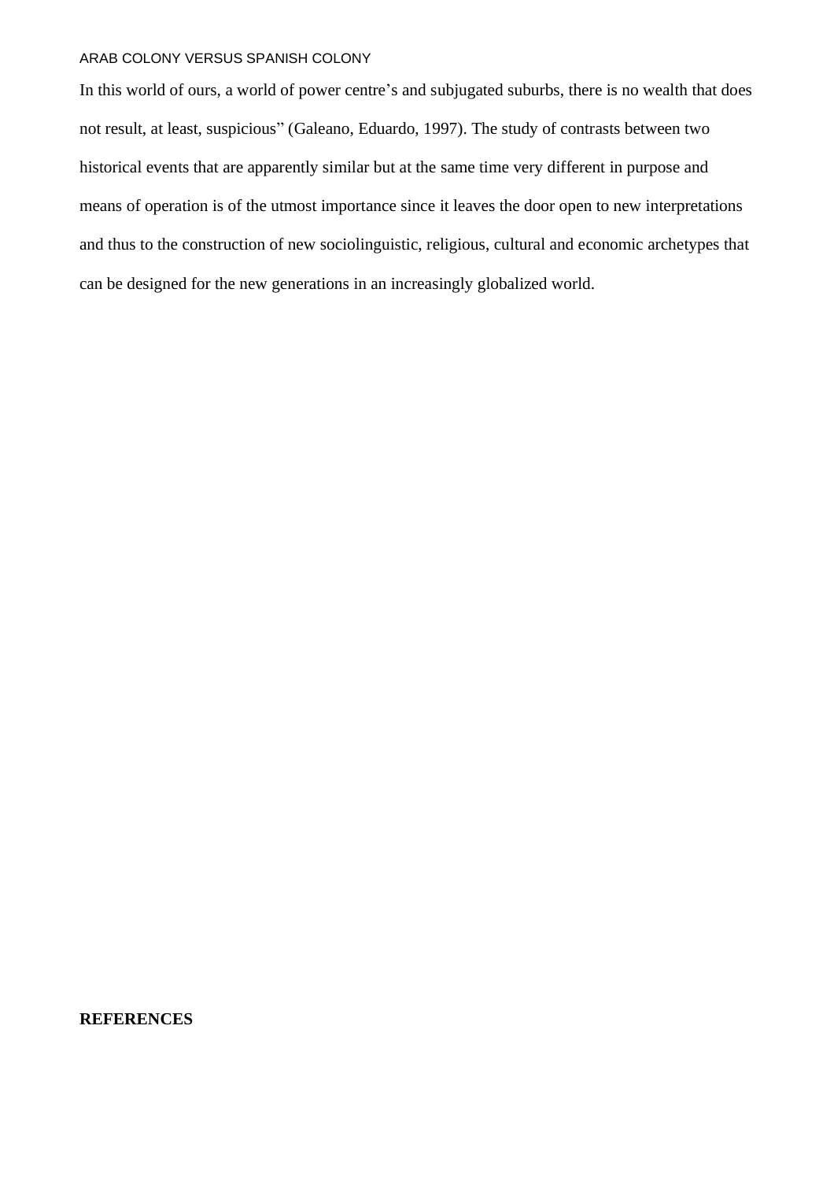In this world of ours, a world of power centre's and subjugated suburbs, there is no wealth that does not result, at least, suspicious" (Galeano, Eduardo, 1997). The study of contrasts between two historical events that are apparently similar but at the same time very different in purpose and means of operation is of the utmost importance since it leaves the door open to new interpretations and thus to the construction of new sociolinguistic, religious, cultural and economic archetypes that can be designed for the new generations in an increasingly globalized world.

**REFERENCES**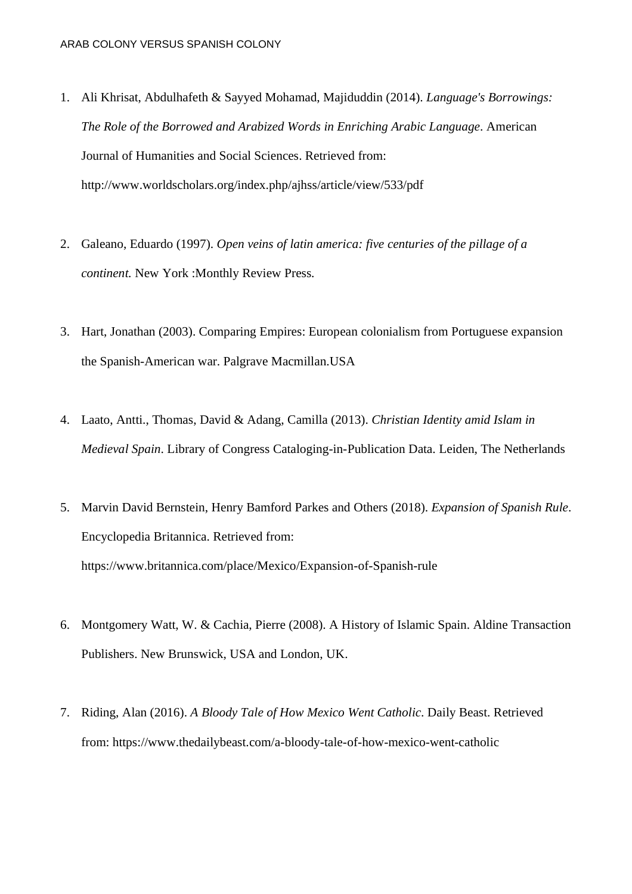1. Ali Khrisat, Abdulhafeth & Sayyed Mohamad, Majiduddin (2014). *Language's Borrowings: The Role of the Borrowed and Arabized Words in Enriching Arabic Language*. American Journal of Humanities and Social Sciences. Retrieved from: http://www.worldscholars.org/index.php/ajhss/article/view/533/pdf

2. Galeano, Eduardo (1997). *Open veins of latin america: five centuries of the pillage of a continent.* New York :Monthly Review Press.

3. Hart, Jonathan (2003). Comparing Empires: European colonialism from Portuguese expansion the Spanish-American war. Palgrave Macmillan.USA

4. Laato, Antti., Thomas, David & Adang, Camilla (2013). *Christian Identity amid Islam in Medieval Spain*. Library of Congress Cataloging-in-Publication Data. Leiden, The Netherlands

5. Marvin David Bernstein, Henry Bamford Parkes and Others (2018). *Expansion of Spanish Rule*. Encyclopedia Britannica. Retrieved from: https://www.britannica.com/place/Mexico/Expansion-of-Spanish-rule

6. Montgomery Watt, W. & Cachia, Pierre (2008). A History of Islamic Spain. Aldine Transaction Publishers. New Brunswick, USA and London, UK.

7. Riding, Alan (2016). *A Bloody Tale of How Mexico Went Catholic*. Daily Beast. Retrieved from: https://www.thedailybeast.com/a-bloody-tale-of-how-mexico-went-catholic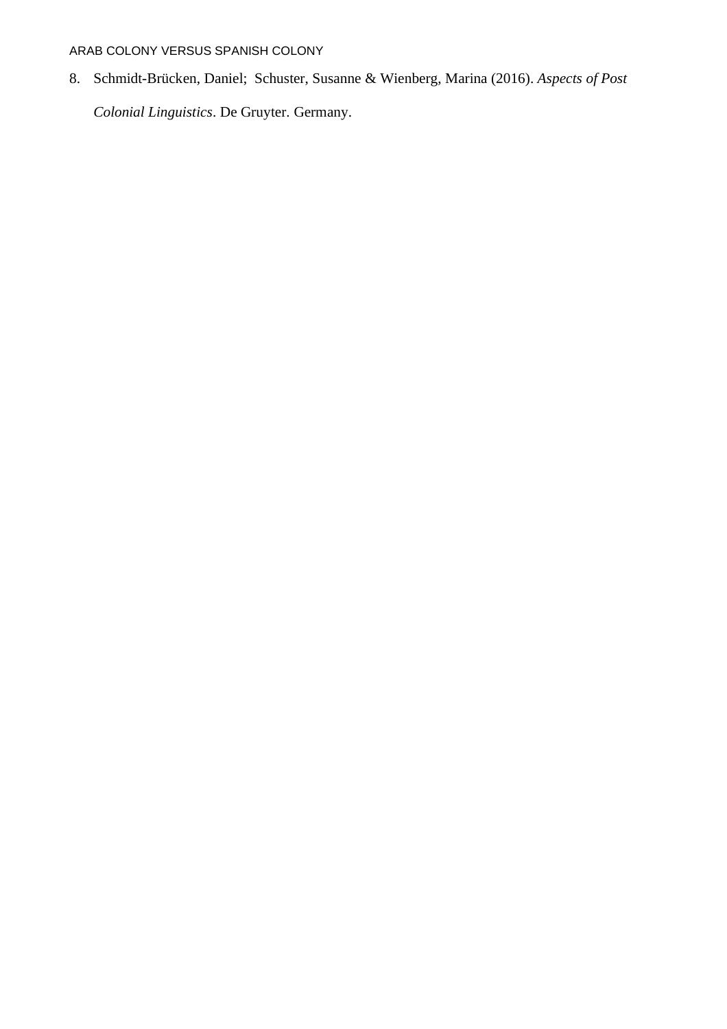8. Schmidt-Brücken, Daniel;  Schuster, Susanne & Wienberg, Marina (2016). *Aspects of Post Colonial Linguistics*. De Gruyter. Germany.